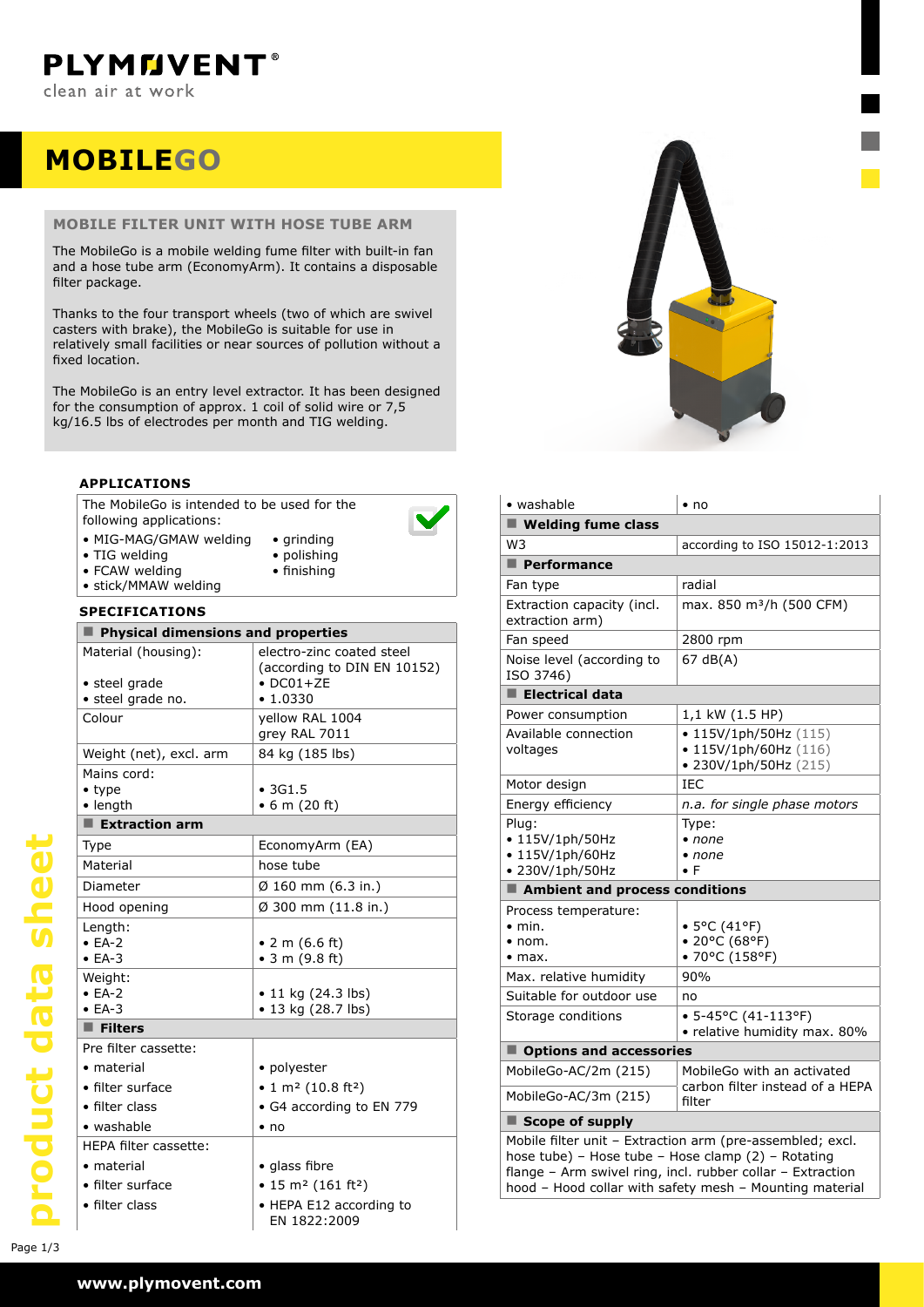# MOBILEGO

## MOBILE FILTER UNIT WITH HOSE TUBE ARM

The MobileGo is a mobile welding fume filter with built-in fan and a hose tube arm (EconomyArm). It contains a disposable filter package.

Thanks to the four transport wheels (two of which are swivel casters with brake), the MobileGo is suitable for use in relatively small facilities or near sources of pollution without a fixed location.

The MobileGo is an entry level extractor. It has been designed for the consumption of approx. 1 coil of solid wire or 7,5 kg/16.5 lbs of electrodes per month and TIG welding.

### APPLICATIONS

The MobileGo is intended to be used for the following applications:

- MIG-MAG/GMAW welding
- TIG welding
- FCAW welding
- stick/MMAW welding
- grinding
- polishing
- finishing

### SPECIFICATIONS

| Physical dimensions and properties | |
|---|---|
| Material (housing):<br>• steel grade<br>• steel grade no. | electro-zinc coated steel (according to DIN EN 10152)<br>• DC01+ZE<br>• 1.0330 |
| Colour | yellow RAL 1004<br>grey RAL 7011 |
| Weight (net), excl. arm | 84 kg (185 lbs) |
| Mains cord:<br>• type<br>• length | <br>• 3G1.5<br>• 6 m (20 ft) |
| **Extraction arm** | |
| Type | EconomyArm (EA) |
| Material | hose tube |
| Diameter | Ø 160 mm (6.3 in.) |
| Hood opening | Ø 300 mm (11.8 in.) |
| Length:<br>• EA-2<br>• EA-3 | <br>• 2 m (6.6 ft)<br>• 3 m (9.8 ft) |
| Weight:<br>• EA-2<br>• EA-3 | <br>• 11 kg (24.3 lbs)<br>• 13 kg (28.7 lbs) |
| **Filters** | |
| Pre filter cassette:<br>• material<br>• filter surface<br>• filter class<br>• washable | <br>• polyester<br>• 1 m² (10.8 ft²)<br>• G4 according to EN 779<br>• no |
| HEPA filter cassette:<br>• material<br>• filter surface<br>• filter class<br>• washable | <br>• glass fibre<br>• 15 m² (161 ft²)<br>• HEPA E12 according to EN 1822:2009<br>• no |
| **Welding fume class** | |
| W3 | according to ISO 15012-1:2013 |
| **Performance** | |
| Fan type | radial |
| Extraction capacity (incl. extraction arm) | max. 850 m³/h (500 CFM) |
| Fan speed | 2800 rpm |
| Noise level (according to ISO 3746) | 67 dB(A) |
| **Electrical data** | |
| Power consumption | 1,1 kW (1.5 HP) |
| Available connection voltages | • 115V/1ph/50Hz (115)<br>• 115V/1ph/60Hz (116)<br>• 230V/1ph/50Hz (215) |
| Motor design | IEC |
| Energy efficiency | *n.a. for single phase motors* |
| Plug:<br>• 115V/1ph/50Hz<br>• 115V/1ph/60Hz<br>• 230V/1ph/50Hz | Type:<br>• *none*<br>• *none*<br>• F |
| **Ambient and process conditions** | |
| Process temperature:<br>• min.<br>• nom.<br>• max. | <br>• 5°C (41°F)<br>• 20°C (68°F)<br>• 70°C (158°F) |
| Max. relative humidity | 90% |
| Suitable for outdoor use | no |
| Storage conditions | • 5-45°C (41-113°F)<br>• relative humidity max. 80% |
| **Options and accessories** | |
| MobileGo-AC/2m (215) | MobileGo with an activated carbon filter instead of a HEPA filter |
| MobileGo-AC/3m (215) | MobileGo with an activated carbon filter instead of a HEPA filter |
| **Scope of supply** | |
| Mobile filter unit – Extraction arm (pre-assembled; excl. hose tube) – Hose tube – Hose clamp (2) – Rotating flange – Arm swivel ring, incl. rubber collar – Extraction hood – Hood collar with safety mesh – Mounting material | |

www.plymovent.com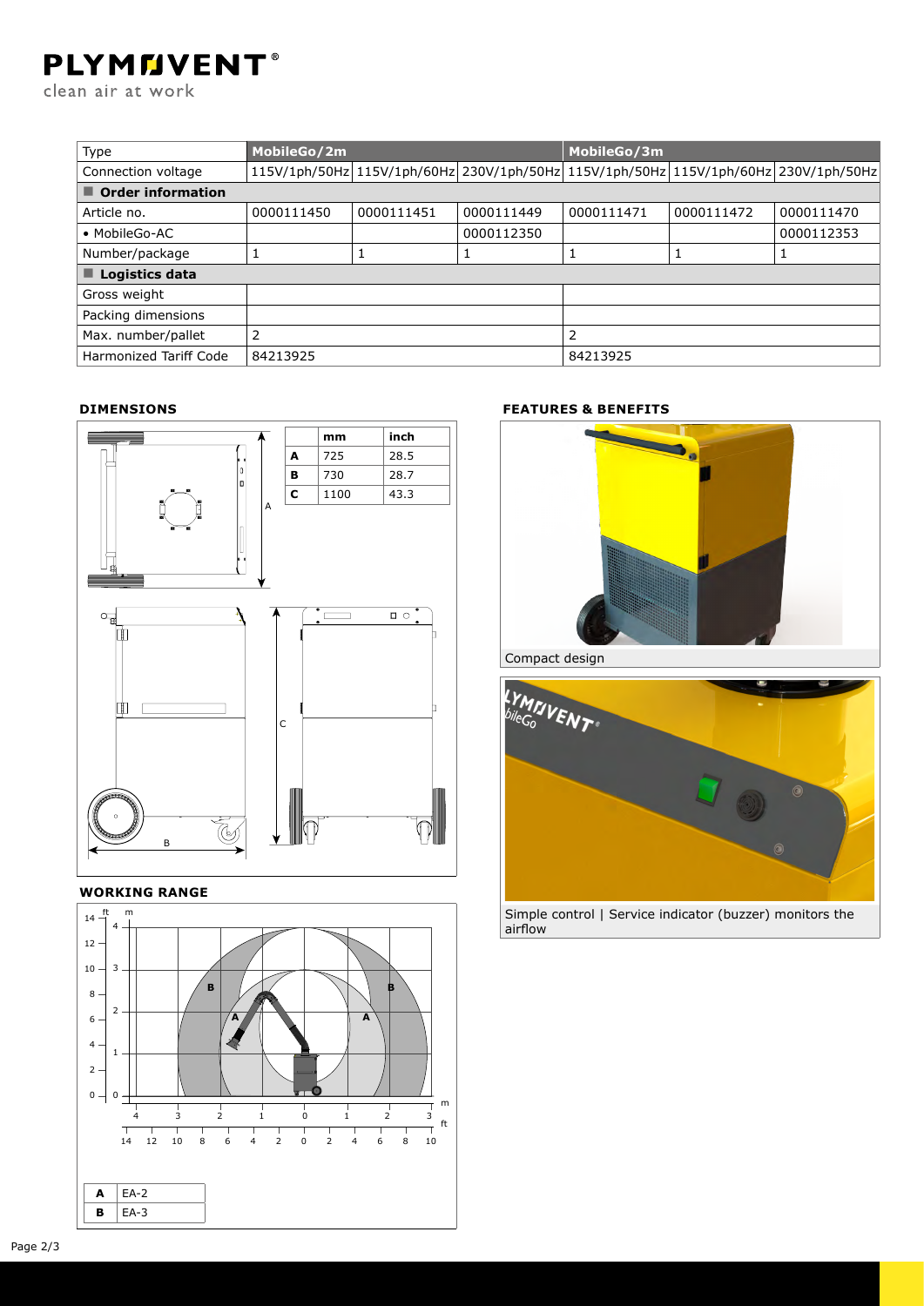| Type | MobileGo/2m | | | MobileGo/3m | | |
|---|---|---|---|---|---|---|
| Connection voltage | 115V/1ph/50Hz | 115V/1ph/60Hz | 230V/1ph/50Hz | 115V/1ph/50Hz | 115V/1ph/60Hz | 230V/1ph/50Hz |
| **Order information** | | | | | | |
| Article no. | 0000111450 | 0000111451 | 0000111449 | 0000111471 | 0000111472 | 0000111470 |
| • MobileGo-AC | | | 0000112350 | | | 0000112353 |
| Number/package | 1 | 1 | 1 | 1 | 1 | 1 |
| **Logistics data** | | | | | | |
| Gross weight | | | | | | |
| Packing dimensions | | | | | | |
| Max. number/pallet | 2 | | | 2 | | |
| Harmonized Tariff Code | 84213925 | | | 84213925 | | |

## DIMENSIONS

| | mm | inch |
|---|---|---|
| A | 725 | 28.5 |
| B | 730 | 28.7 |
| C | 1100 | 43.3 |

## WORKING RANGE

| | |
|---|---|
| A | EA-2 |
| B | EA-3 |

## FEATURES & BENEFITS

Compact design

Simple control | Service indicator (buzzer) monitors the airflow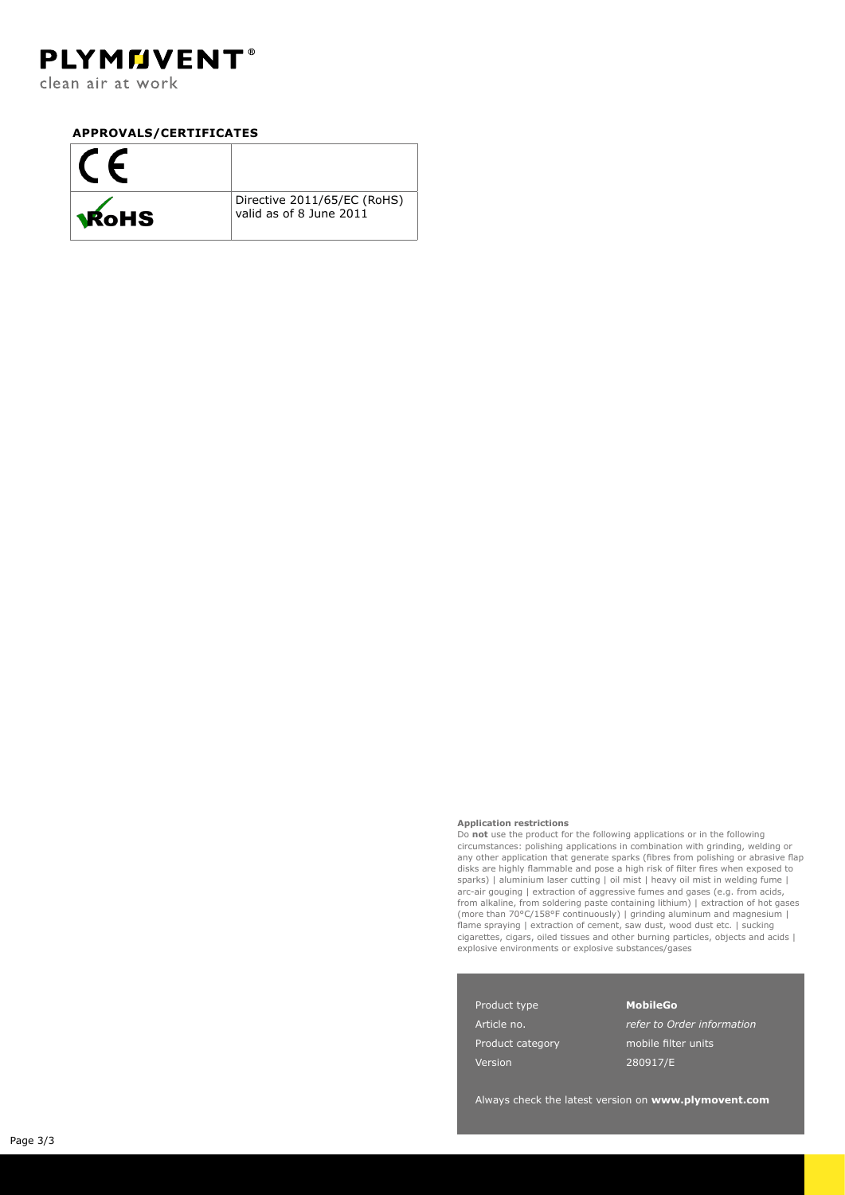**PLYMOVENT®**
clean air at work

### APPROVALS/CERTIFICATES

| | |
|---|---|
| CE | |
| RoHS | Directive 2011/65/EC (RoHS) valid as of 8 June 2011 |

**Application restrictions**
Do **not** use the product for the following applications or in the following circumstances: polishing applications in combination with grinding, welding or any other application that generate sparks (fibres from polishing or abrasive flap disks are highly flammable and pose a high risk of filter fires when exposed to sparks) | aluminium laser cutting | oil mist | heavy oil mist in welding fume | arc-air gouging | extraction of aggressive fumes and gases (e.g. from acids, from alkaline, from soldering paste containing lithium) | extraction of hot gases (more than 70°C/158°F continuously) | grinding aluminum and magnesium | flame spraying | extraction of cement, saw dust, wood dust etc. | sucking cigarettes, cigars, oiled tissues and other burning particles, objects and acids | explosive environments or explosive substances/gases

| | |
|---|---|
| Product type | **MobileGo** |
| Article no. | *refer to Order information* |
| Product category | mobile filter units |
| Version | 280917/E |

Always check the latest version on **www.plymovent.com**